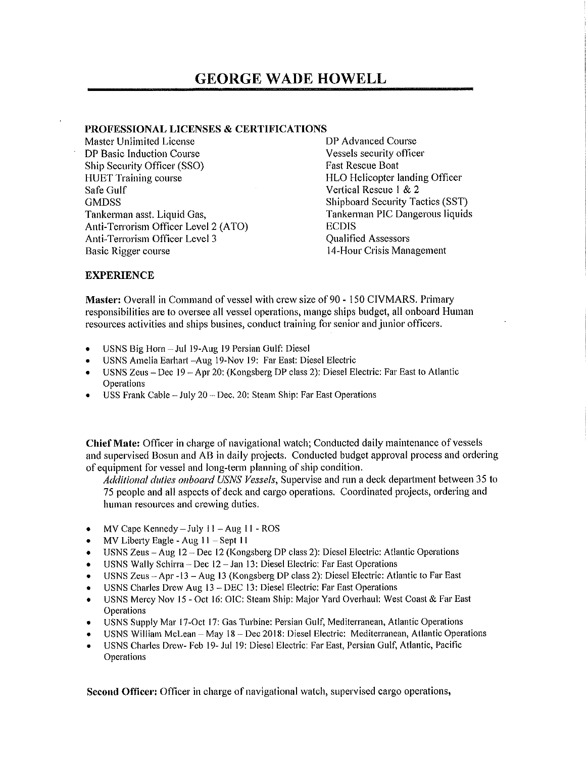# GEORGE WADE HOWELL

## PROFESSIONAL LICENSES & CERTIFICATIONS

Master Unlimited License
DP Basic Induction Course
Ship Security Officer (SSO)
HUET Training course
Safe Gulf
GMDSS
Tankerman asst. Liquid Gas,
Anti-Terrorism Officer Level 2 (ATO)
Anti-Terrorism Officer Level 3
Basic Rigger course
DP Advanced Course
Vessels security officer
Fast Rescue Boat
HLO Helicopter landing Officer
Vertical Rescue 1 & 2
Shipboard Security Tactics (SST)
Tankerman PIC Dangerous liquids
ECDIS
Qualified Assessors
14-Hour Crisis Management

## EXPERIENCE

**Master:** Overall in Command of vessel with crew size of 90 - 150 CIVMARS. Primary responsibilities are to oversee all vessel operations, mange ships budget, all onboard Human resources activities and ships busines, conduct training for senior and junior officers.

- USNS Big Horn – Jul 19-Aug 19 Persian Gulf: Diesel
- USNS Amelia Earhart –Aug 19-Nov 19: Far East: Diesel Electric
- USNS Zeus – Dec 19 – Apr 20: (Kongsberg DP class 2): Diesel Electric: Far East to Atlantic Operations
- USS Frank Cable – July 20 – Dec. 20: Steam Ship: Far East Operations

**Chief Mate:** Officer in charge of navigational watch; Conducted daily maintenance of vessels and supervised Bosun and AB in daily projects. Conducted budget approval process and ordering of equipment for vessel and long-term planning of ship condition.

*Additional duties onboard USNS Vessels,* Supervise and run a deck department between 35 to 75 people and all aspects of deck and cargo operations. Coordinated projects, ordering and human resources and crewing duties.

- MV Cape Kennedy – July 11 – Aug 11 - ROS
- MV Liberty Eagle - Aug 11 – Sept 11
- USNS Zeus – Aug 12 – Dec 12 (Kongsberg DP class 2): Diesel Electric: Atlantic Operations
- USNS Wally Schirra – Dec 12 – Jan 13: Diesel Electric: Far East Operations
- USNS Zeus – Apr -13 – Aug 13 (Kongsberg DP class 2): Diesel Electric: Atlantic to Far East
- USNS Charles Drew Aug 13 – DEC 13: Diesel Electric: Far East Operations
- USNS Mercy Nov 15 - Oct 16: OIC: Steam Ship: Major Yard Overhaul: West Coast & Far East Operations
- USNS Supply Mar 17-Oct 17: Gas Turbine: Persian Gulf, Mediterranean, Atlantic Operations
- USNS William McLean – May 18 – Dec 2018: Diesel Electric: Mediterranean, Atlantic Operations
- USNS Charles Drew- Feb 19- Jul 19: Diesel Electric: Far East, Persian Gulf, Atlantic, Pacific Operations

**Second Officer:** Officer in charge of navigational watch, supervised cargo operations,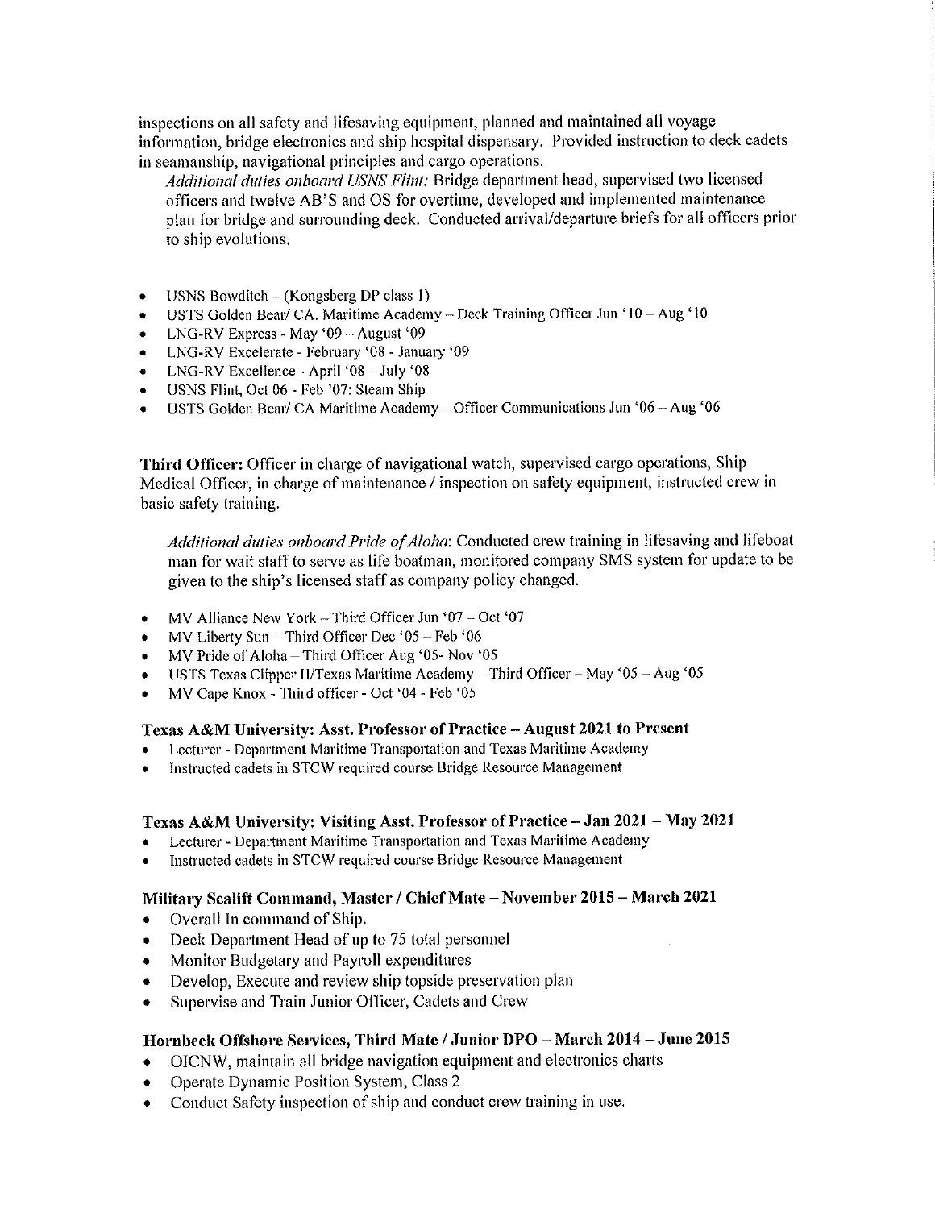inspections on all safety and lifesaving equipment, planned and maintained all voyage information, bridge electronics and ship hospital dispensary. Provided instruction to deck cadets in seamanship, navigational principles and cargo operations.

*Additional duties onboard USNS Flint:* Bridge department head, supervised two licensed officers and twelve AB'S and OS for overtime, developed and implemented maintenance plan for bridge and surrounding deck. Conducted arrival/departure briefs for all officers prior to ship evolutions.

- USNS Bowditch – (Kongsberg DP class 1)
- USTS Golden Bear/ CA. Maritime Academy – Deck Training Officer Jun '10 – Aug '10
- LNG-RV Express - May '09 – August '09
- LNG-RV Excelerate - February '08 - January '09
- LNG-RV Excellence - April '08 – July '08
- USNS Flint, Oct 06 - Feb '07: Steam Ship
- USTS Golden Bear/ CA Maritime Academy – Officer Communications Jun '06 – Aug '06

**Third Officer:** Officer in charge of navigational watch, supervised cargo operations, Ship Medical Officer, in charge of maintenance / inspection on safety equipment, instructed crew in basic safety training.

*Additional duties onboard Pride of Aloha*: Conducted crew training in lifesaving and lifeboat man for wait staff to serve as life boatman, monitored company SMS system for update to be given to the ship's licensed staff as company policy changed.

- MV Alliance New York – Third Officer Jun '07 – Oct '07
- MV Liberty Sun – Third Officer Dec '05 – Feb '06
- MV Pride of Aloha – Third Officer Aug '05- Nov '05
- USTS Texas Clipper II/Texas Maritime Academy – Third Officer – May '05 – Aug '05
- MV Cape Knox - Third officer - Oct '04 - Feb '05

### Texas A&M University: Asst. Professor of Practice – August 2021 to Present

- Lecturer - Department Maritime Transportation and Texas Maritime Academy
- Instructed cadets in STCW required course Bridge Resource Management

### Texas A&M University: Visiting Asst. Professor of Practice – Jan 2021 – May 2021

- Lecturer - Department Maritime Transportation and Texas Maritime Academy
- Instructed cadets in STCW required course Bridge Resource Management

### Military Sealift Command, Master / Chief Mate – November 2015 – March 2021

- Overall In command of Ship.
- Deck Department Head of up to 75 total personnel
- Monitor Budgetary and Payroll expenditures
- Develop, Execute and review ship topside preservation plan
- Supervise and Train Junior Officer, Cadets and Crew

### Hornbeck Offshore Services, Third Mate / Junior DPO – March 2014 – June 2015

- OICNW, maintain all bridge navigation equipment and electronics charts
- Operate Dynamic Position System, Class 2
- Conduct Safety inspection of ship and conduct crew training in use.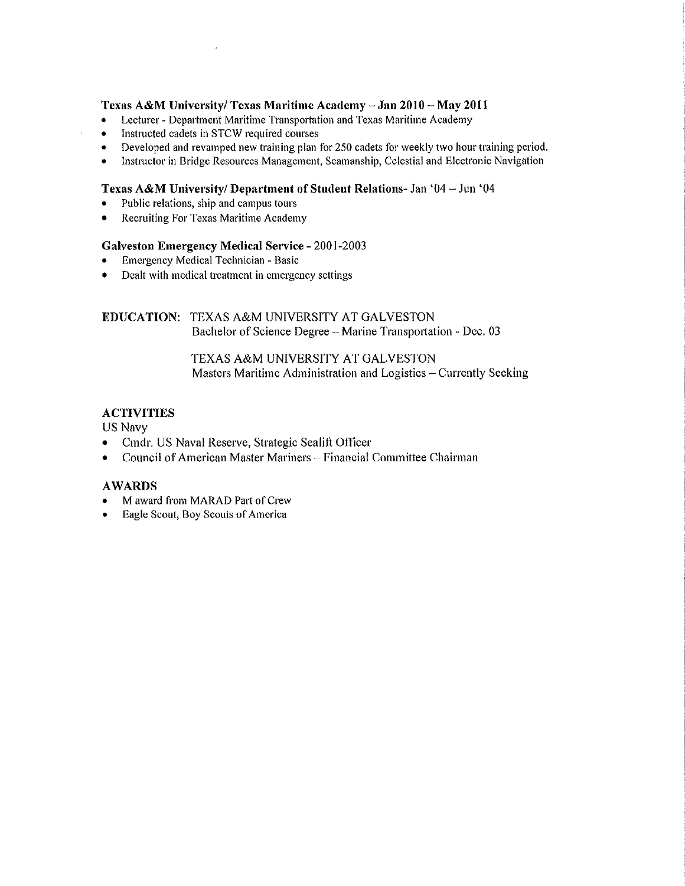**Texas A&M University/ Texas Maritime Academy – Jan 2010 – May 2011**

- Lecturer - Department Maritime Transportation and Texas Maritime Academy
- Instructed cadets in STCW required courses
- Developed and revamped new training plan for 250 cadets for weekly two hour training period.
- Instructor in Bridge Resources Management, Seamanship, Celestial and Electronic Navigation

**Texas A&M University/ Department of Student Relations-** Jan '04 – Jun '04

- Public relations, ship and campus tours
- Recruiting For Texas Maritime Academy

**Galveston Emergency Medical Service** - 2001-2003

- Emergency Medical Technician - Basic
- Dealt with medical treatment in emergency settings

**EDUCATION:** TEXAS A&M UNIVERSITY AT GALVESTON
Bachelor of Science Degree – Marine Transportation - Dec. 03

TEXAS A&M UNIVERSITY AT GALVESTON
Masters Maritime Administration and Logistics – Currently Seeking

**ACTIVITIES**

US Navy

- Cmdr. US Naval Reserve, Strategic Sealift Officer
- Council of American Master Mariners – Financial Committee Chairman

**AWARDS**

- M award from MARAD Part of Crew
- Eagle Scout, Boy Scouts of America